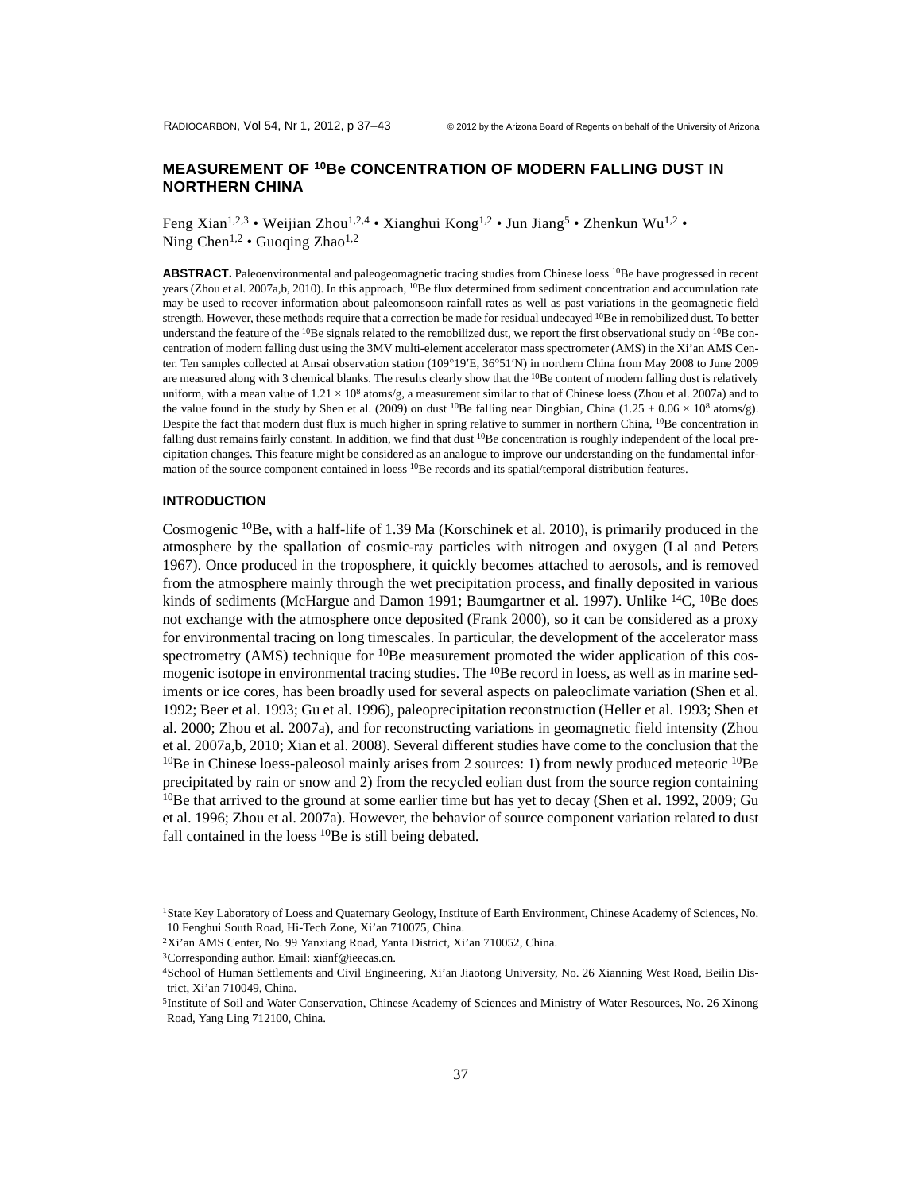# MEASUREMENT OF $^{10}$Be CONCENTRATION OF MODERN FALLING DUST IN NORTHERN CHINA

Feng Xian[1,2,3] • Weijian Zhou[1,2,4] • Xianghui Kong[1,2] • Jun Jiang[5] • Zhenkun Wu[1,2] • Ning Chen[1,2] • Guoqing Zhao[1,2]

**ABSTRACT.** Paleoenvironmental and paleogeomagnetic tracing studies from Chinese loess $^{10}$Be have progressed in recent years (Zhou et al. 2007a,b, 2010). In this approach, $^{10}$Be flux determined from sediment concentration and accumulation rate may be used to recover information about paleomonsoon rainfall rates as well as past variations in the geomagnetic field strength. However, these methods require that a correction be made for residual undecayed $^{10}$Be in remobilized dust. To better understand the feature of the $^{10}$Be signals related to the remobilized dust, we report the first observational study on $^{10}$Be concentration of modern falling dust using the 3MV multi-element accelerator mass spectrometer (AMS) in the Xi'an AMS Center. Ten samples collected at Ansai observation station (109°19′E, 36°51′N) in northern China from May 2008 to June 2009 are measured along with 3 chemical blanks. The results clearly show that the $^{10}$Be content of modern falling dust is relatively uniform, with a mean value of $1.21 \times 10^8$ atoms/g, a measurement similar to that of Chinese loess (Zhou et al. 2007a) and to the value found in the study by Shen et al. (2009) on dust $^{10}$Be falling near Dingbian, China ($1.25 \pm 0.06 \times 10^8$ atoms/g). Despite the fact that modern dust flux is much higher in spring relative to summer in northern China, $^{10}$Be concentration in falling dust remains fairly constant. In addition, we find that dust $^{10}$Be concentration is roughly independent of the local precipitation changes. This feature might be considered as an analogue to improve our understanding on the fundamental information of the source component contained in loess $^{10}$Be records and its spatial/temporal distribution features.

## INTRODUCTION

Cosmogenic $^{10}$Be, with a half-life of 1.39 Ma (Korschinek et al. 2010), is primarily produced in the atmosphere by the spallation of cosmic-ray particles with nitrogen and oxygen (Lal and Peters 1967). Once produced in the troposphere, it quickly becomes attached to aerosols, and is removed from the atmosphere mainly through the wet precipitation process, and finally deposited in various kinds of sediments (McHargue and Damon 1991; Baumgartner et al. 1997). Unlike $^{14}$C, $^{10}$Be does not exchange with the atmosphere once deposited (Frank 2000), so it can be considered as a proxy for environmental tracing on long timescales. In particular, the development of the accelerator mass spectrometry (AMS) technique for $^{10}$Be measurement promoted the wider application of this cosmogenic isotope in environmental tracing studies. The $^{10}$Be record in loess, as well as in marine sediments or ice cores, has been broadly used for several aspects on paleoclimate variation (Shen et al. 1992; Beer et al. 1993; Gu et al. 1996), paleoprecipitation reconstruction (Heller et al. 1993; Shen et al. 2000; Zhou et al. 2007a), and for reconstructing variations in geomagnetic field intensity (Zhou et al. 2007a,b, 2010; Xian et al. 2008). Several different studies have come to the conclusion that the $^{10}$Be in Chinese loess-paleosol mainly arises from 2 sources: 1) from newly produced meteoric $^{10}$Be precipitated by rain or snow and 2) from the recycled eolian dust from the source region containing $^{10}$Be that arrived to the ground at some earlier time but has yet to decay (Shen et al. 1992, 2009; Gu et al. 1996; Zhou et al. 2007a). However, the behavior of source component variation related to dust fall contained in the loess $^{10}$Be is still being debated.

[1]State Key Laboratory of Loess and Quaternary Geology, Institute of Earth Environment, Chinese Academy of Sciences, No. 10 Fenghui South Road, Hi-Tech Zone, Xi'an 710075, China.
[2]Xi'an AMS Center, No. 99 Yanxiang Road, Yanta District, Xi'an 710052, China.
[3]Corresponding author. Email: xianf@ieecas.cn.
[4]School of Human Settlements and Civil Engineering, Xi'an Jiaotong University, No. 26 Xianning West Road, Beilin District, Xi'an 710049, China.
[5]Institute of Soil and Water Conservation, Chinese Academy of Sciences and Ministry of Water Resources, No. 26 Xinong Road, Yang Ling 712100, China.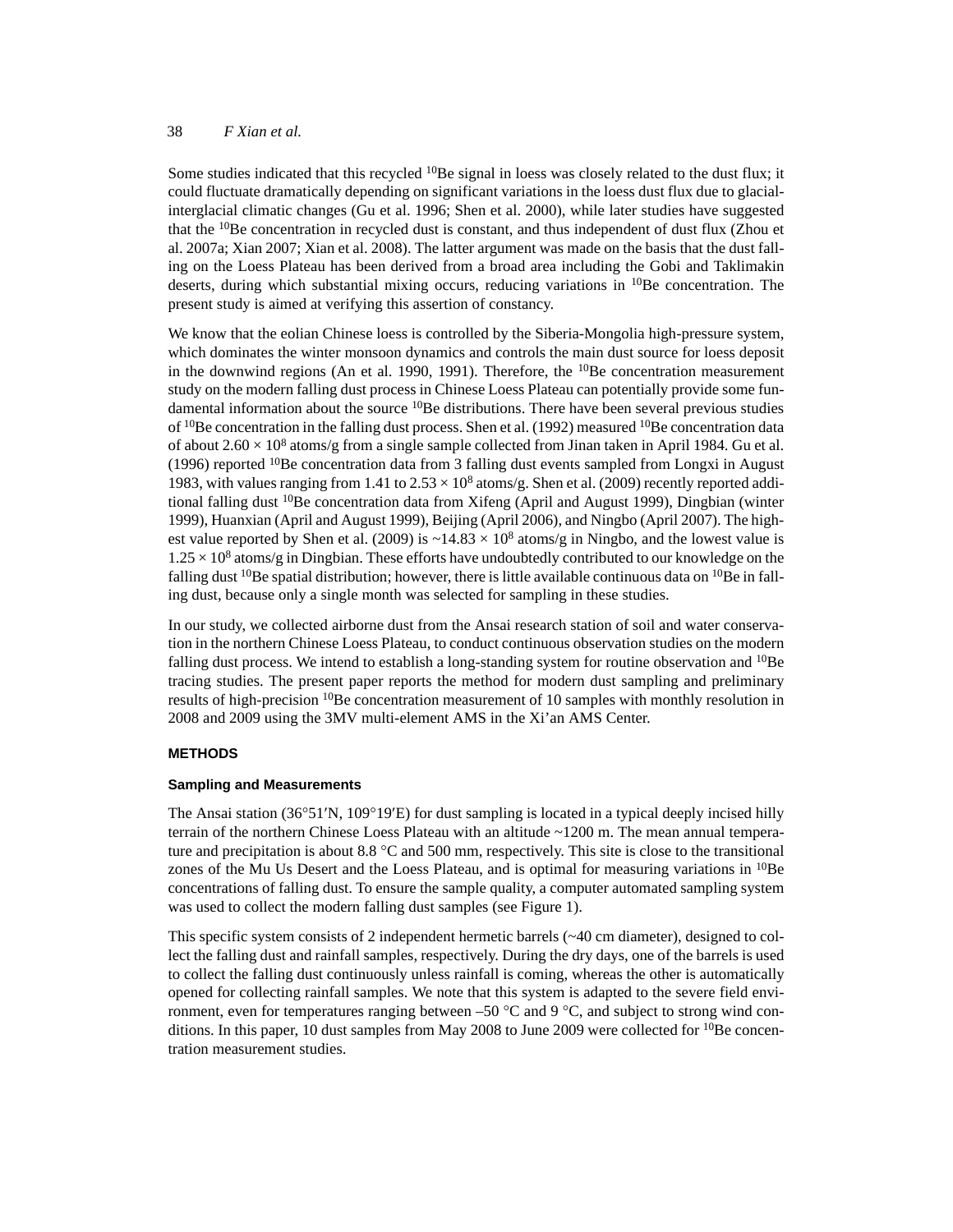Some studies indicated that this recycled $^{10}$Be signal in loess was closely related to the dust flux; it could fluctuate dramatically depending on significant variations in the loess dust flux due to glacial-interglacial climatic changes (Gu et al. 1996; Shen et al. 2000), while later studies have suggested that the $^{10}$Be concentration in recycled dust is constant, and thus independent of dust flux (Zhou et al. 2007a; Xian 2007; Xian et al. 2008). The latter argument was made on the basis that the dust falling on the Loess Plateau has been derived from a broad area including the Gobi and Taklimakin deserts, during which substantial mixing occurs, reducing variations in $^{10}$Be concentration. The present study is aimed at verifying this assertion of constancy.

We know that the eolian Chinese loess is controlled by the Siberia-Mongolia high-pressure system, which dominates the winter monsoon dynamics and controls the main dust source for loess deposit in the downwind regions (An et al. 1990, 1991). Therefore, the $^{10}$Be concentration measurement study on the modern falling dust process in Chinese Loess Plateau can potentially provide some fundamental information about the source $^{10}$Be distributions. There have been several previous studies of $^{10}$Be concentration in the falling dust process. Shen et al. (1992) measured $^{10}$Be concentration data of about $2.60 \times 10^8$ atoms/g from a single sample collected from Jinan taken in April 1984. Gu et al. (1996) reported $^{10}$Be concentration data from 3 falling dust events sampled from Longxi in August 1983, with values ranging from 1.41 to $2.53 \times 10^8$ atoms/g. Shen et al. (2009) recently reported additional falling dust $^{10}$Be concentration data from Xifeng (April and August 1999), Dingbian (winter 1999), Huanxian (April and August 1999), Beijing (April 2006), and Ningbo (April 2007). The highest value reported by Shen et al. (2009) is $\sim 14.83 \times 10^8$ atoms/g in Ningbo, and the lowest value is $1.25 \times 10^8$ atoms/g in Dingbian. These efforts have undoubtedly contributed to our knowledge on the falling dust $^{10}$Be spatial distribution; however, there is little available continuous data on $^{10}$Be in falling dust, because only a single month was selected for sampling in these studies.

In our study, we collected airborne dust from the Ansai research station of soil and water conservation in the northern Chinese Loess Plateau, to conduct continuous observation studies on the modern falling dust process. We intend to establish a long-standing system for routine observation and $^{10}$Be tracing studies. The present paper reports the method for modern dust sampling and preliminary results of high-precision $^{10}$Be concentration measurement of 10 samples with monthly resolution in 2008 and 2009 using the 3MV multi-element AMS in the Xi'an AMS Center.

## METHODS

### Sampling and Measurements

The Ansai station (36°51′N, 109°19′E) for dust sampling is located in a typical deeply incised hilly terrain of the northern Chinese Loess Plateau with an altitude ~1200 m. The mean annual temperature and precipitation is about 8.8 °C and 500 mm, respectively. This site is close to the transitional zones of the Mu Us Desert and the Loess Plateau, and is optimal for measuring variations in $^{10}$Be concentrations of falling dust. To ensure the sample quality, a computer automated sampling system was used to collect the modern falling dust samples (see Figure 1).

This specific system consists of 2 independent hermetic barrels (~40 cm diameter), designed to collect the falling dust and rainfall samples, respectively. During the dry days, one of the barrels is used to collect the falling dust continuously unless rainfall is coming, whereas the other is automatically opened for collecting rainfall samples. We note that this system is adapted to the severe field environment, even for temperatures ranging between –50 °C and 9 °C, and subject to strong wind conditions. In this paper, 10 dust samples from May 2008 to June 2009 were collected for $^{10}$Be concentration measurement studies.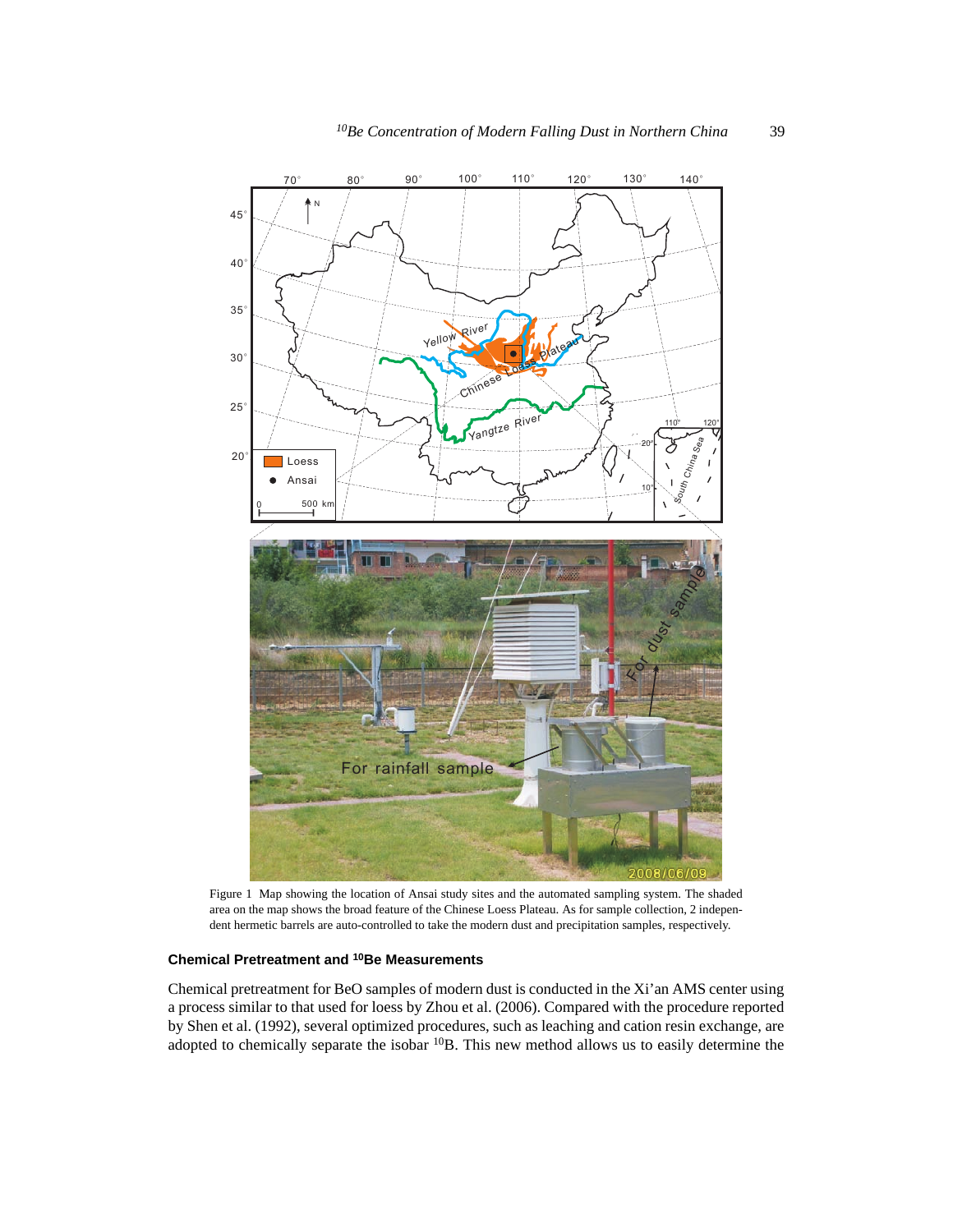Figure 1 Map showing the location of Ansai study sites and the automated sampling system. The shaded area on the map shows the broad feature of the Chinese Loess Plateau. As for sample collection, 2 independent hermetic barrels are auto-controlled to take the modern dust and precipitation samples, respectively.

### Chemical Pretreatment and $^{10}$Be Measurements

Chemical pretreatment for BeO samples of modern dust is conducted in the Xi'an AMS center using a process similar to that used for loess by Zhou et al. (2006). Compared with the procedure reported by Shen et al. (1992), several optimized procedures, such as leaching and cation resin exchange, are adopted to chemically separate the isobar $^{10}$B. This new method allows us to easily determine the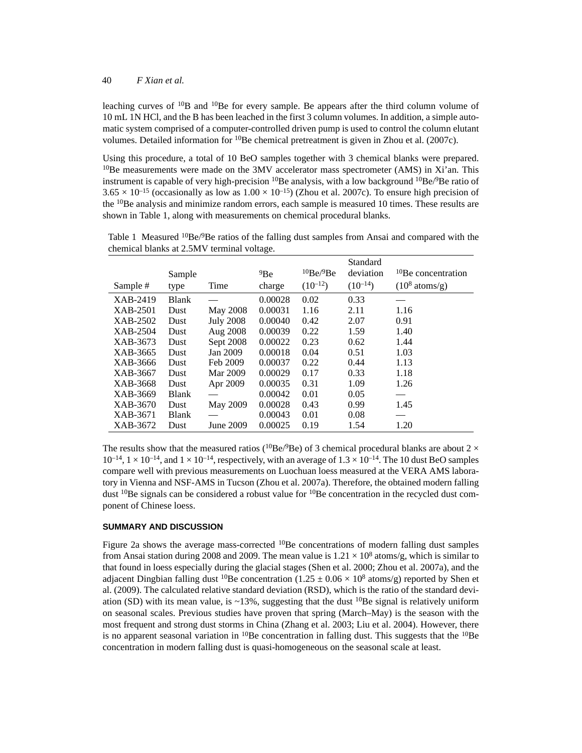leaching curves of $^{10}B$ and $^{10}Be$ for every sample. Be appears after the third column volume of 10 mL 1N HCl, and the B has been leached in the first 3 column volumes. In addition, a simple automatic system comprised of a computer-controlled driven pump is used to control the column elutant volumes. Detailed information for $^{10}Be$ chemical pretreatment is given in Zhou et al. (2007c).

Using this procedure, a total of 10 BeO samples together with 3 chemical blanks were prepared. $^{10}Be$ measurements were made on the 3MV accelerator mass spectrometer (AMS) in Xi'an. This instrument is capable of very high-precision $^{10}Be$ analysis, with a low background $^{10}Be/^{9}Be$ ratio of $3.65 \times 10^{-15}$ (occasionally as low as $1.00 \times 10^{-15}$) (Zhou et al. 2007c). To ensure high precision of the $^{10}Be$ analysis and minimize random errors, each sample is measured 10 times. These results are shown in Table 1, along with measurements on chemical procedural blanks.

Table 1 Measured $^{10}Be/^{9}Be$ ratios of the falling dust samples from Ansai and compared with the chemical blanks at 2.5MV terminal voltage.

| Sample # | Sample type | Time | $^{9}Be$ charge | $^{10}Be/^{9}Be$ ($10^{-12}$) | Standard deviation ($10^{-14}$) | $^{10}Be$ concentration ($10^{8}$ atoms/g) |
|---|---|---|---|---|---|---|
| XAB-2419 | Blank | — | 0.00028 | 0.02 | 0.33 | — |
| XAB-2501 | Dust | May 2008 | 0.00031 | 1.16 | 2.11 | 1.16 |
| XAB-2502 | Dust | July 2008 | 0.00040 | 0.42 | 2.07 | 0.91 |
| XAB-2504 | Dust | Aug 2008 | 0.00039 | 0.22 | 1.59 | 1.40 |
| XAB-3673 | Dust | Sept 2008 | 0.00022 | 0.23 | 0.62 | 1.44 |
| XAB-3665 | Dust | Jan 2009 | 0.00018 | 0.04 | 0.51 | 1.03 |
| XAB-3666 | Dust | Feb 2009 | 0.00037 | 0.22 | 0.44 | 1.13 |
| XAB-3667 | Dust | Mar 2009 | 0.00029 | 0.17 | 0.33 | 1.18 |
| XAB-3668 | Dust | Apr 2009 | 0.00035 | 0.31 | 1.09 | 1.26 |
| XAB-3669 | Blank | — | 0.00042 | 0.01 | 0.05 | — |
| XAB-3670 | Dust | May 2009 | 0.00028 | 0.43 | 0.99 | 1.45 |
| XAB-3671 | Blank | — | 0.00043 | 0.01 | 0.08 | — |
| XAB-3672 | Dust | June 2009 | 0.00025 | 0.19 | 1.54 | 1.20 |

The results show that the measured ratios ($^{10}Be/^{9}Be$) of 3 chemical procedural blanks are about $2 \times 10^{-14}$, $1 \times 10^{-14}$, and $1 \times 10^{-14}$, respectively, with an average of $1.3 \times 10^{-14}$. The 10 dust BeO samples compare well with previous measurements on Luochuan loess measured at the VERA AMS laboratory in Vienna and NSF-AMS in Tucson (Zhou et al. 2007a). Therefore, the obtained modern falling dust $^{10}Be$ signals can be considered a robust value for $^{10}Be$ concentration in the recycled dust component of Chinese loess.

## SUMMARY AND DISCUSSION

Figure 2a shows the average mass-corrected $^{10}Be$ concentrations of modern falling dust samples from Ansai station during 2008 and 2009. The mean value is $1.21 \times 10^{8}$ atoms/g, which is similar to that found in loess especially during the glacial stages (Shen et al. 2000; Zhou et al. 2007a), and the adjacent Dingbian falling dust $^{10}Be$ concentration ($1.25 \pm 0.06 \times 10^{8}$ atoms/g) reported by Shen et al. (2009). The calculated relative standard deviation (RSD), which is the ratio of the standard deviation (SD) with its mean value, is ~13%, suggesting that the dust $^{10}Be$ signal is relatively uniform on seasonal scales. Previous studies have proven that spring (March–May) is the season with the most frequent and strong dust storms in China (Zhang et al. 2003; Liu et al. 2004). However, there is no apparent seasonal variation in $^{10}Be$ concentration in falling dust. This suggests that the $^{10}Be$ concentration in modern falling dust is quasi-homogeneous on the seasonal scale at least.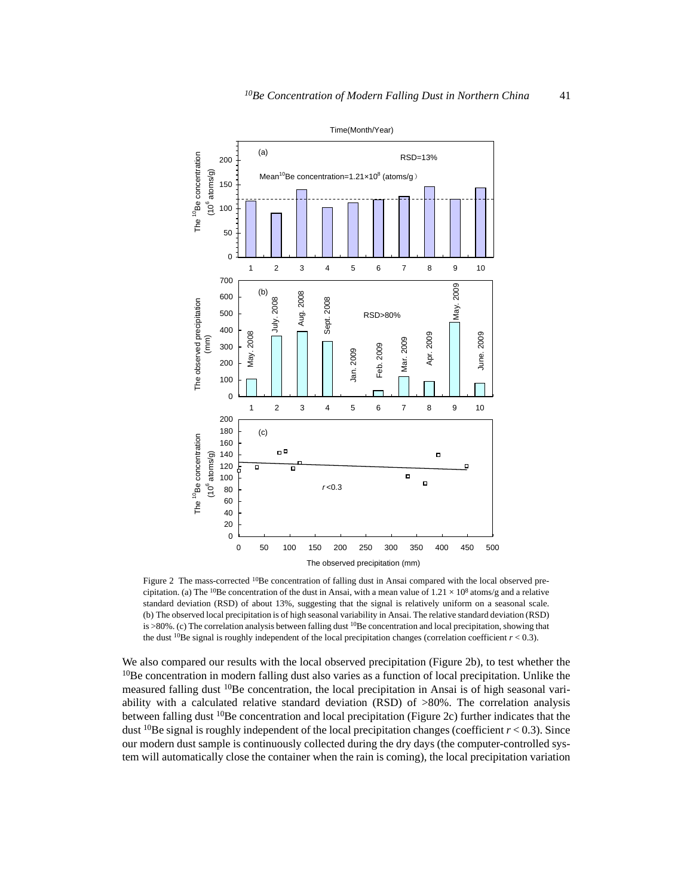Figure 2 The mass-corrected $^{10}Be$ concentration of falling dust in Ansai compared with the local observed precipitation. (a) The $^{10}Be$ concentration of the dust in Ansai, with a mean value of $1.21 \times 10^8$ atoms/g and a relative standard deviation (RSD) of about 13%, suggesting that the signal is relatively uniform on a seasonal scale. (b) The observed local precipitation is of high seasonal variability in Ansai. The relative standard deviation (RSD) is >80%. (c) The correlation analysis between falling dust $^{10}Be$ concentration and local precipitation, showing that the dust $^{10}Be$ signal is roughly independent of the local precipitation changes (correlation coefficient $r < 0.3$).

We also compared our results with the local observed precipitation (Figure 2b), to test whether the $^{10}Be$ concentration in modern falling dust also varies as a function of local precipitation. Unlike the measured falling dust $^{10}Be$ concentration, the local precipitation in Ansai is of high seasonal variability with a calculated relative standard deviation (RSD) of >80%. The correlation analysis between falling dust $^{10}Be$ concentration and local precipitation (Figure 2c) further indicates that the dust $^{10}Be$ signal is roughly independent of the local precipitation changes (coefficient $r < 0.3$). Since our modern dust sample is continuously collected during the dry days (the computer-controlled system will automatically close the container when the rain is coming), the local precipitation variation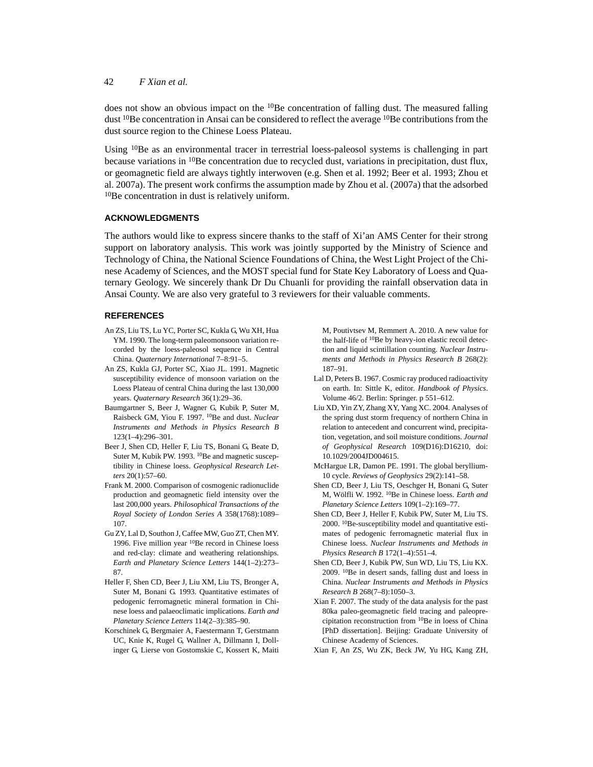does not show an obvious impact on the $^{10}Be$ concentration of falling dust. The measured falling dust $^{10}Be$ concentration in Ansai can be considered to reflect the average $^{10}Be$ contributions from the dust source region to the Chinese Loess Plateau.

Using $^{10}Be$ as an environmental tracer in terrestrial loess-paleosol systems is challenging in part because variations in $^{10}Be$ concentration due to recycled dust, variations in precipitation, dust flux, or geomagnetic field are always tightly interwoven (e.g. Shen et al. 1992; Beer et al. 1993; Zhou et al. 2007a). The present work confirms the assumption made by Zhou et al. (2007a) that the adsorbed $^{10}Be$ concentration in dust is relatively uniform.

## ACKNOWLEDGMENTS

The authors would like to express sincere thanks to the staff of Xi'an AMS Center for their strong support on laboratory analysis. This work was jointly supported by the Ministry of Science and Technology of China, the National Science Foundations of China, the West Light Project of the Chinese Academy of Sciences, and the MOST special fund for State Key Laboratory of Loess and Quaternary Geology. We sincerely thank Dr Du Chuanli for providing the rainfall observation data in Ansai County. We are also very grateful to 3 reviewers for their valuable comments.

## REFERENCES

An ZS, Liu TS, Lu YC, Porter SC, Kukla G, Wu XH, Hua YM. 1990. The long-term paleomonsoon variation recorded by the loess-paleosol sequence in Central China. *Quaternary International* 7–8:91–5.

An ZS, Kukla GJ, Porter SC, Xiao JL. 1991. Magnetic susceptibility evidence of monsoon variation on the Loess Plateau of central China during the last 130,000 years. *Quaternary Research* 36(1):29–36.

Baumgartner S, Beer J, Wagner G, Kubik P, Suter M, Raisbeck GM, Yiou F. 1997. $^{10}Be$ and dust. *Nuclear Instruments and Methods in Physics Research B* 123(1–4):296–301.

Beer J, Shen CD, Heller F, Liu TS, Bonani G, Beate D, Suter M, Kubik PW. 1993. $^{10}Be$ and magnetic susceptibility in Chinese loess. *Geophysical Research Letters* 20(1):57–60.

Frank M. 2000. Comparison of cosmogenic radionuclide production and geomagnetic field intensity over the last 200,000 years. *Philosophical Transactions of the Royal Society of London Series A* 358(1768):1089–107.

Gu ZY, Lal D, Southon J, Caffee MW, Guo ZT, Chen MY. 1996. Five million year $^{10}Be$ record in Chinese loess and red-clay: climate and weathering relationships. *Earth and Planetary Science Letters* 144(1–2):273–87.

Heller F, Shen CD, Beer J, Liu XM, Liu TS, Bronger A, Suter M, Bonani G. 1993. Quantitative estimates of pedogenic ferromagnetic mineral formation in Chinese loess and palaeoclimatic implications. *Earth and Planetary Science Letters* 114(2–3):385–90.

Korschinek G, Bergmaier A, Faestermann T, Gerstmann UC, Knie K, Rugel G, Wallner A, Dillmann I, Dollinger G, Lierse von Gostomskie C, Kossert K, Maiti M, Poutivtsev M, Remmert A. 2010. A new value for the half-life of $^{10}Be$ by heavy-ion elastic recoil detection and liquid scintillation counting. *Nuclear Instruments and Methods in Physics Research B* 268(2):187–91.

Lal D, Peters B. 1967. Cosmic ray produced radioactivity on earth. In: Sittle K, editor. *Handbook of Physics*. Volume 46/2. Berlin: Springer. p 551–612.

Liu XD, Yin ZY, Zhang XY, Yang XC. 2004. Analyses of the spring dust storm frequency of northern China in relation to antecedent and concurrent wind, precipitation, vegetation, and soil moisture conditions. *Journal of Geophysical Research* 109(D16):D16210, doi:10.1029/2004JD004615.

McHargue LR, Damon PE. 1991. The global beryllium-10 cycle. *Reviews of Geophysics* 29(2):141–58.

Shen CD, Beer J, Liu TS, Oeschger H, Bonani G, Suter M, Wölfli W. 1992. $^{10}Be$ in Chinese loess. *Earth and Planetary Science Letters* 109(1–2):169–77.

Shen CD, Beer J, Heller F, Kubik PW, Suter M, Liu TS. 2000. $^{10}Be$-susceptibility model and quantitative estimates of pedogenic ferromagnetic material flux in Chinese loess. *Nuclear Instruments and Methods in Physics Research B* 172(1–4):551–4.

Shen CD, Beer J, Kubik PW, Sun WD, Liu TS, Liu KX. 2009. $^{10}Be$ in desert sands, falling dust and loess in China. *Nuclear Instruments and Methods in Physics Research B* 268(7–8):1050–3.

Xian F. 2007. The study of the data analysis for the past 80ka paleo-geomagnetic field tracing and paleoprecipitation reconstruction from $^{10}Be$ in loess of China [PhD dissertation]. Beijing: Graduate University of Chinese Academy of Sciences.

Xian F, An ZS, Wu ZK, Beck JW, Yu HG, Kang ZH,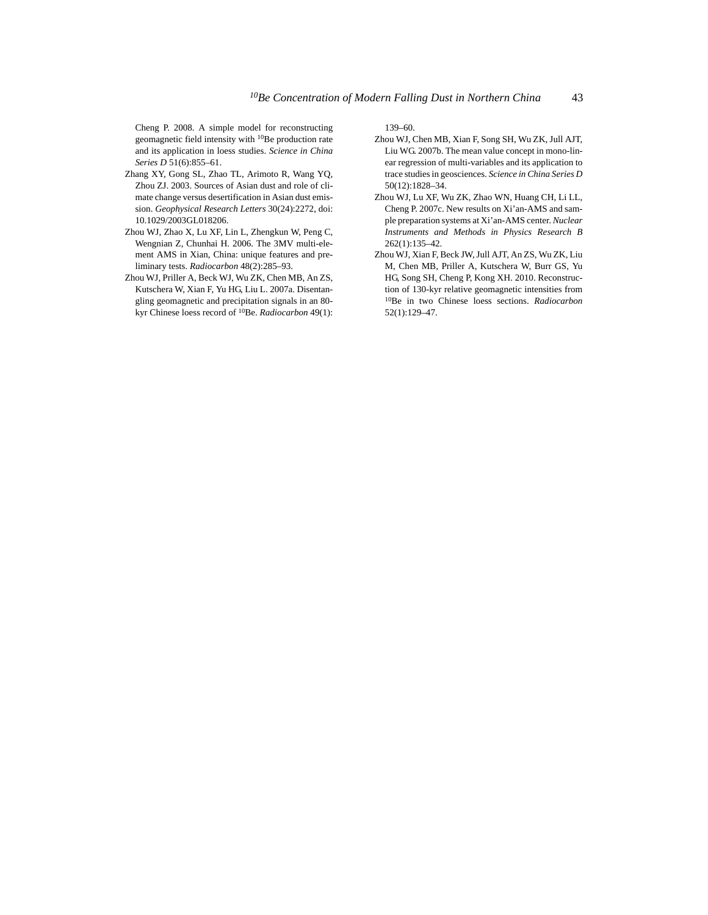Cheng P. 2008. A simple model for reconstructing geomagnetic field intensity with $^{10}$Be production rate and its application in loess studies. *Science in China Series D* 51(6):855–61.

Zhang XY, Gong SL, Zhao TL, Arimoto R, Wang YQ, Zhou ZJ. 2003. Sources of Asian dust and role of climate change versus desertification in Asian dust emission. *Geophysical Research Letters* 30(24):2272, doi:10.1029/2003GL018206.

Zhou WJ, Zhao X, Lu XF, Lin L, Zhengkun W, Peng C, Wengnian Z, Chunhai H. 2006. The 3MV multi-element AMS in Xian, China: unique features and preliminary tests. *Radiocarbon* 48(2):285–93.

Zhou WJ, Priller A, Beck WJ, Wu ZK, Chen MB, An ZS, Kutschera W, Xian F, Yu HG, Liu L. 2007a. Disentangling geomagnetic and precipitation signals in an 80-kyr Chinese loess record of $^{10}$Be. *Radiocarbon* 49(1):139–60.

Zhou WJ, Chen MB, Xian F, Song SH, Wu ZK, Jull AJT, Liu WG. 2007b. The mean value concept in mono-linear regression of multi-variables and its application to trace studies in geosciences. *Science in China Series D* 50(12):1828–34.

Zhou WJ, Lu XF, Wu ZK, Zhao WN, Huang CH, Li LL, Cheng P. 2007c. New results on Xi'an-AMS and sample preparation systems at Xi'an-AMS center. *Nuclear Instruments and Methods in Physics Research B* 262(1):135–42.

Zhou WJ, Xian F, Beck JW, Jull AJT, An ZS, Wu ZK, Liu M, Chen MB, Priller A, Kutschera W, Burr GS, Yu HG, Song SH, Cheng P, Kong XH. 2010. Reconstruction of 130-kyr relative geomagnetic intensities from $^{10}$Be in two Chinese loess sections. *Radiocarbon* 52(1):129–47.